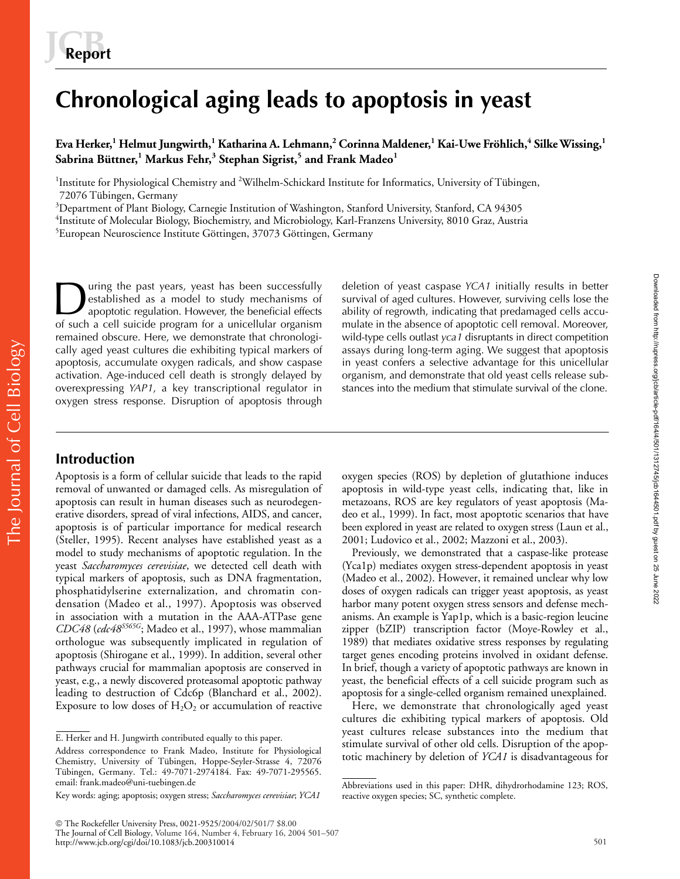Report

# Chronological aging leads to apoptosis in yeast

**Eva Herker,[1] Helmut Jungwirth,[1] Katharina A. Lehmann,[2] Corinna Maldener,[1] Kai-Uwe Fröhlich,[4] Silke Wissing,[1] Sabrina Büttner,[1] Markus Fehr,[3] Stephan Sigrist,[5] and Frank Madeo[1]**

[1]Institute for Physiological Chemistry and [2]Wilhelm-Schickard Institute for Informatics, University of Tübingen, 72076 Tübingen, Germany
[3]Department of Plant Biology, Carnegie Institution of Washington, Stanford University, Stanford, CA 94305
[4]Institute of Molecular Biology, Biochemistry, and Microbiology, Karl-Franzens University, 8010 Graz, Austria
[5]European Neuroscience Institute Göttingen, 37073 Göttingen, Germany

During the past years, yeast has been successfully established as a model to study mechanisms of apoptotic regulation. However, the beneficial effects of such a cell suicide program for a unicellular organism remained obscure. Here, we demonstrate that chronologically aged yeast cultures die exhibiting typical markers of apoptosis, accumulate oxygen radicals, and show caspase activation. Age-induced cell death is strongly delayed by overexpressing *YAP1*, a key transcriptional regulator in oxygen stress response. Disruption of apoptosis through deletion of yeast caspase *YCA1* initially results in better survival of aged cultures. However, surviving cells lose the ability of regrowth, indicating that predamaged cells accumulate in the absence of apoptotic cell removal. Moreover, wild-type cells outlast *yca1* disruptants in direct competition assays during long-term aging. We suggest that apoptosis in yeast confers a selective advantage for this unicellular organism, and demonstrate that old yeast cells release substances into the medium that stimulate survival of the clone.

## Introduction

Apoptosis is a form of cellular suicide that leads to the rapid removal of unwanted or damaged cells. As misregulation of apoptosis can result in human diseases such as neurodegenerative disorders, spread of viral infections, AIDS, and cancer, apoptosis is of particular importance for medical research (Steller, 1995). Recent analyses have established yeast as a model to study mechanisms of apoptotic regulation. In the yeast *Saccharomyces cerevisiae*, we detected cell death with typical markers of apoptosis, such as DNA fragmentation, phosphatidylserine externalization, and chromatin condensation (Madeo et al., 1997). Apoptosis was observed in association with a mutation in the AAA-ATPase gene *CDC48* (*cdc48*$^{S565G}$; Madeo et al., 1997), whose mammalian orthologue was subsequently implicated in regulation of apoptosis (Shirogane et al., 1999). In addition, several other pathways crucial for mammalian apoptosis are conserved in yeast, e.g., a newly discovered proteasomal apoptotic pathway leading to destruction of Cdc6p (Blanchard et al., 2002). Exposure to low doses of $H_2O_2$ or accumulation of reactive oxygen species (ROS) by depletion of glutathione induces apoptosis in wild-type yeast cells, indicating that, like in metazoans, ROS are key regulators of yeast apoptosis (Madeo et al., 1999). In fact, most apoptotic scenarios that have been explored in yeast are related to oxygen stress (Laun et al., 2001; Ludovico et al., 2002; Mazzoni et al., 2003).

Previously, we demonstrated that a caspase-like protease (Yca1p) mediates oxygen stress-dependent apoptosis in yeast (Madeo et al., 2002). However, it remained unclear why low doses of oxygen radicals can trigger yeast apoptosis, as yeast harbor many potent oxygen stress sensors and defense mechanisms. An example is Yap1p, which is a basic-region leucine zipper (bZIP) transcription factor (Moye-Rowley et al., 1989) that mediates oxidative stress responses by regulating target genes encoding proteins involved in oxidant defense. In brief, though a variety of apoptotic pathways are known in yeast, the beneficial effects of a cell suicide program such as apoptosis for a single-celled organism remained unexplained.

Here, we demonstrate that chronologically aged yeast cultures die exhibiting typical markers of apoptosis. Old yeast cultures release substances into the medium that stimulate survival of other old cells. Disruption of the apoptotic machinery by deletion of *YCA1* is disadvantageous for

E. Herker and H. Jungwirth contributed equally to this paper.

Address correspondence to Frank Madeo, Institute for Physiological Chemistry, University of Tübingen, Hoppe-Seyler-Strasse 4, 72076 Tübingen, Germany. Tel.: 49-7071-2974184. Fax: 49-7071-295565. email: frank.madeo@uni-tuebingen.de

Key words: aging; apoptosis; oxygen stress; *Saccharomyces cerevisiae*; *YCA1*

Abbreviations used in this paper: DHR, dihydrorhodamine 123; ROS, reactive oxygen species; SC, synthetic complete.

© The Rockefeller University Press, 0021-9525/2004/02/501/7 $8.00
http://www.jcb.org/cgi/doi/10.1083/jcb.200310014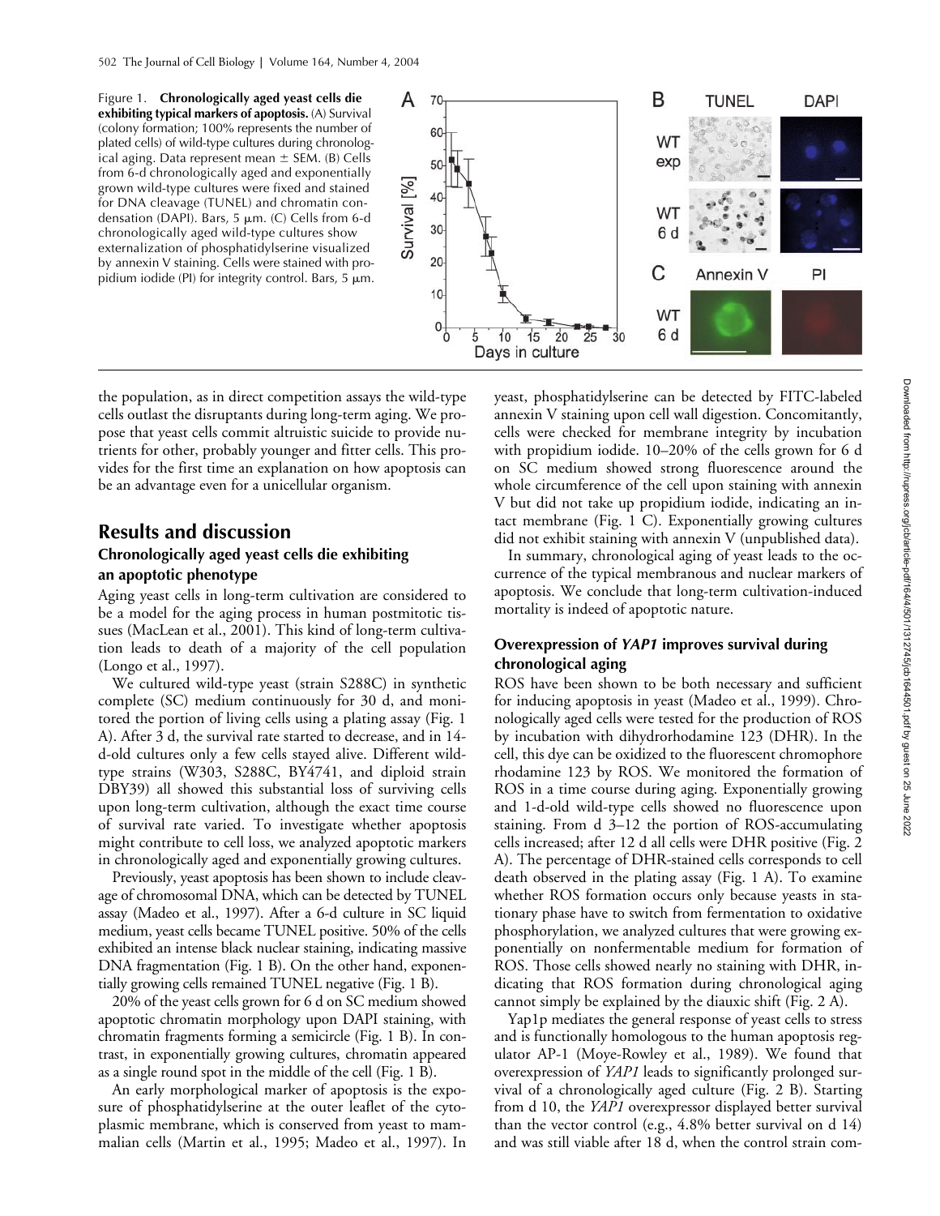Figure 1. **Chronologically aged yeast cells die exhibiting typical markers of apoptosis.** (A) Survival (colony formation; 100% represents the number of plated cells) of wild-type cultures during chronological aging. Data represent mean ± SEM. (B) Cells from 6-d chronologically aged and exponentially grown wild-type cultures were fixed and stained for DNA cleavage (TUNEL) and chromatin condensation (DAPI). Bars, 5 μm. (C) Cells from 6-d chronologically aged wild-type cultures show externalization of phosphatidylserine visualized by annexin V staining. Cells were stained with propidium iodide (PI) for integrity control. Bars, 5 μm.

the population, as in direct competition assays the wild-type cells outlast the disruptants during long-term aging. We propose that yeast cells commit altruistic suicide to provide nutrients for other, probably younger and fitter cells. This provides for the first time an explanation on how apoptosis can be an advantage even for a unicellular organism.

## Results and discussion

### Chronologically aged yeast cells die exhibiting an apoptotic phenotype

Aging yeast cells in long-term cultivation are considered to be a model for the aging process in human postmitotic tissues (MacLean et al., 2001). This kind of long-term cultivation leads to death of a majority of the cell population (Longo et al., 1997).

We cultured wild-type yeast (strain S288C) in synthetic complete (SC) medium continuously for 30 d, and monitored the portion of living cells using a plating assay (Fig. 1 A). After 3 d, the survival rate started to decrease, and in 14-d-old cultures only a few cells stayed alive. Different wild-type strains (W303, S288C, BY4741, and diploid strain DBY39) all showed this substantial loss of surviving cells upon long-term cultivation, although the exact time course of survival rate varied. To investigate whether apoptosis might contribute to cell loss, we analyzed apoptotic markers in chronologically aged and exponentially growing cultures.

Previously, yeast apoptosis has been shown to include cleavage of chromosomal DNA, which can be detected by TUNEL assay (Madeo et al., 1997). After a 6-d culture in SC liquid medium, yeast cells became TUNEL positive. 50% of the cells exhibited an intense black nuclear staining, indicating massive DNA fragmentation (Fig. 1 B). On the other hand, exponentially growing cells remained TUNEL negative (Fig. 1 B).

20% of the yeast cells grown for 6 d on SC medium showed apoptotic chromatin morphology upon DAPI staining, with chromatin fragments forming a semicircle (Fig. 1 B). In contrast, in exponentially growing cultures, chromatin appeared as a single round spot in the middle of the cell (Fig. 1 B).

An early morphological marker of apoptosis is the exposure of phosphatidylserine at the outer leaflet of the cytoplasmic membrane, which is conserved from yeast to mammalian cells (Martin et al., 1995; Madeo et al., 1997). In yeast, phosphatidylserine can be detected by FITC-labeled annexin V staining upon cell wall digestion. Concomitantly, cells were checked for membrane integrity by incubation with propidium iodide. 10–20% of the cells grown for 6 d on SC medium showed strong fluorescence around the whole circumference of the cell upon staining with annexin V but did not take up propidium iodide, indicating an intact membrane (Fig. 1 C). Exponentially growing cultures did not exhibit staining with annexin V (unpublished data).

In summary, chronological aging of yeast leads to the occurrence of the typical membranous and nuclear markers of apoptosis. We conclude that long-term cultivation-induced mortality is indeed of apoptotic nature.

### Overexpression of *YAP1* improves survival during chronological aging

ROS have been shown to be both necessary and sufficient for inducing apoptosis in yeast (Madeo et al., 1999). Chronologically aged cells were tested for the production of ROS by incubation with dihydrorhodamine 123 (DHR). In the cell, this dye can be oxidized to the fluorescent chromophore rhodamine 123 by ROS. We monitored the formation of ROS in a time course during aging. Exponentially growing and 1-d-old wild-type cells showed no fluorescence upon staining. From d 3–12 the portion of ROS-accumulating cells increased; after 12 d all cells were DHR positive (Fig. 2 A). The percentage of DHR-stained cells corresponds to cell death observed in the plating assay (Fig. 1 A). To examine whether ROS formation occurs only because yeasts in stationary phase have to switch from fermentation to oxidative phosphorylation, we analyzed cultures that were growing exponentially on nonfermentable medium for formation of ROS. Those cells showed nearly no staining with DHR, indicating that ROS formation during chronological aging cannot simply be explained by the diauxic shift (Fig. 2 A).

Yap1p mediates the general response of yeast cells to stress and is functionally homologous to the human apoptosis regulator AP-1 (Moye-Rowley et al., 1989). We found that overexpression of *YAP1* leads to significantly prolonged survival of a chronologically aged culture (Fig. 2 B). Starting from d 10, the *YAP1* overexpressor displayed better survival than the vector control (e.g., 4.8% better survival on d 14) and was still viable after 18 d, when the control strain com-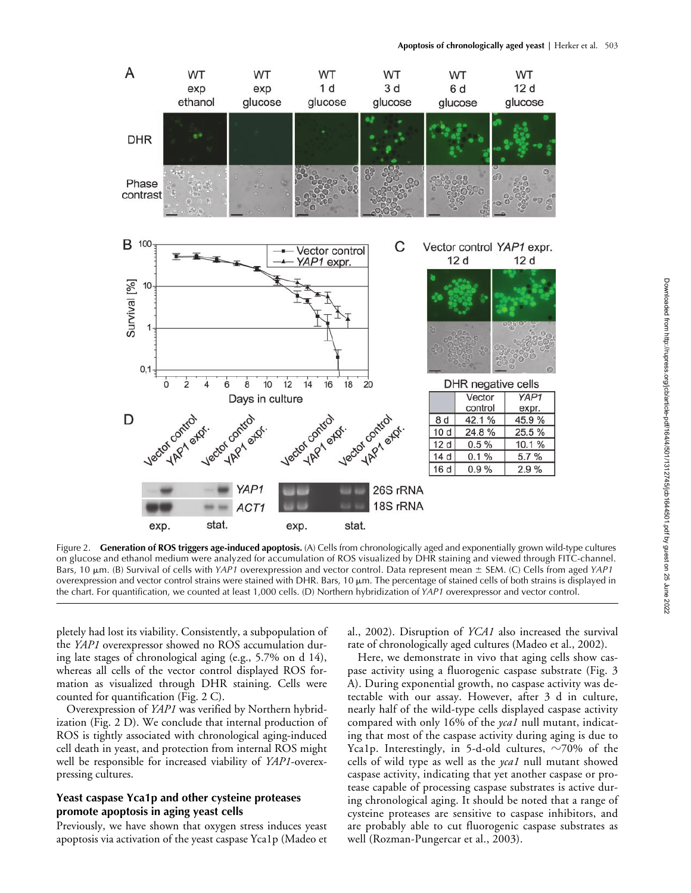| DHR negative cells | Vector control | *YAP1* expr. |
|---|---|---|
| 8 d | 42.1 % | 45.9 % |
| 10 d | 24.8 % | 25.5 % |
| 12 d | 0.5 % | 10.1 % |
| 14 d | 0.1 % | 5.7 % |
| 16 d | 0.9 % | 2.9 % |

Figure 2. **Generation of ROS triggers age-induced apoptosis.** (A) Cells from chronologically aged and exponentially grown wild-type cultures on glucose and ethanol medium were analyzed for accumulation of ROS visualized by DHR staining and viewed through FITC-channel. Bars, 10 μm. (B) Survival of cells with *YAP1* overexpression and vector control. Data represent mean ± SEM. (C) Cells from aged *YAP1* overexpression and vector control strains were stained with DHR. Bars, 10 μm. The percentage of stained cells of both strains is displayed in the chart. For quantification, we counted at least 1,000 cells. (D) Northern hybridization of *YAP1* overexpressor and vector control.

pletely had lost its viability. Consistently, a subpopulation of the *YAP1* overexpressor showed no ROS accumulation during late stages of chronological aging (e.g., 5.7% on d 14), whereas all cells of the vector control displayed ROS formation as visualized through DHR staining. Cells were counted for quantification (Fig. 2 C).

Overexpression of *YAP1* was verified by Northern hybridization (Fig. 2 D). We conclude that internal production of ROS is tightly associated with chronological aging-induced cell death in yeast, and protection from internal ROS might well be responsible for increased viability of *YAP1*-overexpressing cultures.

### Yeast caspase Yca1p and other cysteine proteases promote apoptosis in aging yeast cells

Previously, we have shown that oxygen stress induces yeast apoptosis via activation of the yeast caspase Yca1p (Madeo et al., 2002). Disruption of *YCA1* also increased the survival rate of chronologically aged cultures (Madeo et al., 2002).

Here, we demonstrate in vivo that aging cells show caspase activity using a fluorogenic caspase substrate (Fig. 3 A). During exponential growth, no caspase activity was detectable with our assay. However, after 3 d in culture, nearly half of the wild-type cells displayed caspase activity compared with only 16% of the *yca1* null mutant, indicating that most of the caspase activity during aging is due to Yca1p. Interestingly, in 5-d-old cultures, ~70% of the cells of wild type as well as the *yca1* null mutant showed caspase activity, indicating that yet another caspase or protease capable of processing caspase substrates is active during chronological aging. It should be noted that a range of cysteine proteases are sensitive to caspase inhibitors, and are probably able to cut fluorogenic caspase substrates as well (Rozman-Pungercar et al., 2003).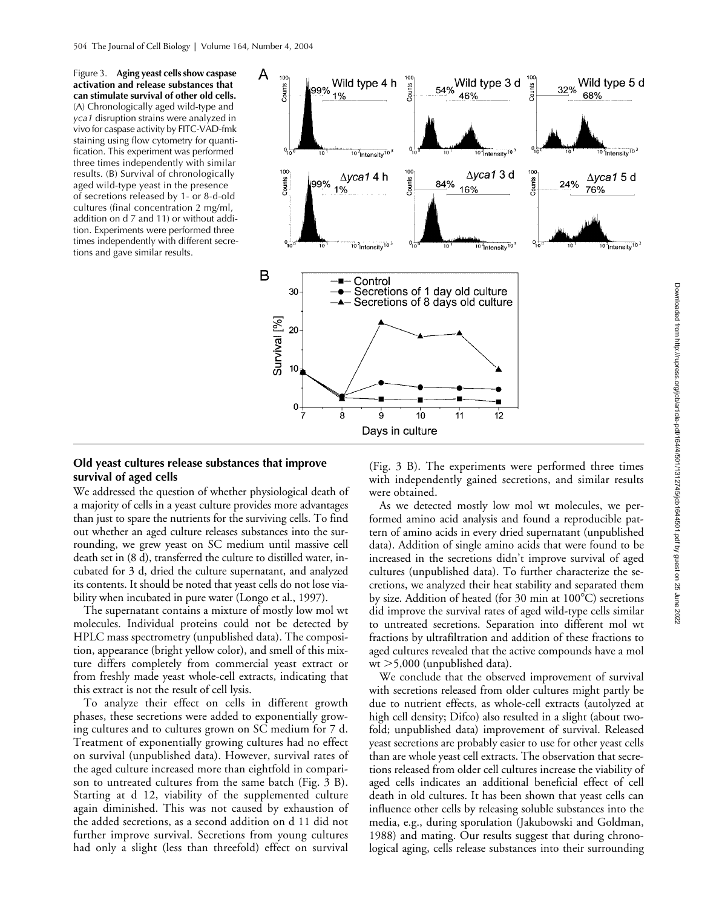Figure 3. **Aging yeast cells show caspase activation and release substances that can stimulate survival of other old cells.** (A) Chronologically aged wild-type and *yca1* disruption strains were analyzed in vivo for caspase activity by FITC-VAD-fmk staining using flow cytometry for quantification. This experiment was performed three times independently with similar results. (B) Survival of chronologically aged wild-type yeast in the presence of secretions released by 1- or 8-d-old cultures (final concentration 2 mg/ml, addition on d 7 and 11) or without addition. Experiments were performed three times independently with different secretions and gave similar results.

## Old yeast cultures release substances that improve survival of aged cells

We addressed the question of whether physiological death of a majority of cells in a yeast culture provides more advantages than just to spare the nutrients for the surviving cells. To find out whether an aged culture releases substances into the surrounding, we grew yeast on SC medium until massive cell death set in (8 d), transferred the culture to distilled water, incubated for 3 d, dried the culture supernatant, and analyzed its contents. It should be noted that yeast cells do not lose viability when incubated in pure water (Longo et al., 1997).

The supernatant contains a mixture of mostly low mol wt molecules. Individual proteins could not be detected by HPLC mass spectrometry (unpublished data). The composition, appearance (bright yellow color), and smell of this mixture differs completely from commercial yeast extract or from freshly made yeast whole-cell extracts, indicating that this extract is not the result of cell lysis.

To analyze their effect on cells in different growth phases, these secretions were added to exponentially growing cultures and to cultures grown on SC medium for 7 d. Treatment of exponentially growing cultures had no effect on survival (unpublished data). However, survival rates of the aged culture increased more than eightfold in comparison to untreated cultures from the same batch (Fig. 3 B). Starting at d 12, viability of the supplemented culture again diminished. This was not caused by exhaustion of the added secretions, as a second addition on d 11 did not further improve survival. Secretions from young cultures had only a slight (less than threefold) effect on survival (Fig. 3 B). The experiments were performed three times with independently gained secretions, and similar results were obtained.

As we detected mostly low mol wt molecules, we performed amino acid analysis and found a reproducible pattern of amino acids in every dried supernatant (unpublished data). Addition of single amino acids that were found to be increased in the secretions didn't improve survival of aged cultures (unpublished data). To further characterize the secretions, we analyzed their heat stability and separated them by size. Addition of heated (for 30 min at 100°C) secretions did improve the survival rates of aged wild-type cells similar to untreated secretions. Separation into different mol wt fractions by ultrafiltration and addition of these fractions to aged cultures revealed that the active compounds have a mol wt >5,000 (unpublished data).

We conclude that the observed improvement of survival with secretions released from older cultures might partly be due to nutrient effects, as whole-cell extracts (autolyzed at high cell density; Difco) also resulted in a slight (about twofold; unpublished data) improvement of survival. Released yeast secretions are probably easier to use for other yeast cells than are whole yeast cell extracts. The observation that secretions released from older cell cultures increase the viability of aged cells indicates an additional beneficial effect of cell death in old cultures. It has been shown that yeast cells can influence other cells by releasing soluble substances into the media, e.g., during sporulation (Jakubowski and Goldman, 1988) and mating. Our results suggest that during chronological aging, cells release substances into their surrounding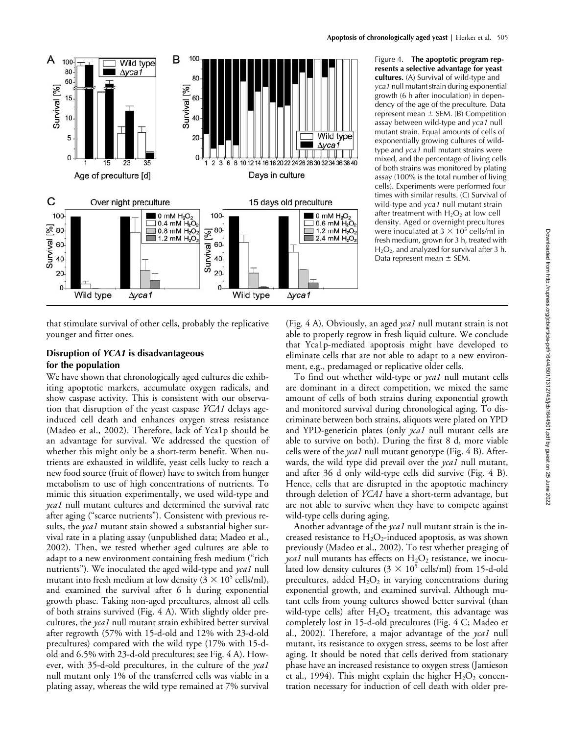Figure 4. **The apoptotic program represents a selective advantage for yeast cultures.** (A) Survival of wild-type and *yca1* null mutant strain during exponential growth (6 h after inoculation) in dependency of the age of the preculture. Data represent mean ± SEM. (B) Competition assay between wild-type and *yca1* null mutant strain. Equal amounts of cells of exponentially growing cultures of wild-type and *yca1* null mutant strains were mixed, and the percentage of living cells of both strains was monitored by plating assay (100% is the total number of living cells). Experiments were performed four times with similar results. (C) Survival of wild-type and *yca1* null mutant strain after treatment with $H_2O_2$ at low cell density. Aged or overnight precultures were inoculated at $3 \times 10^5$ cells/ml in fresh medium, grown for 3 h, treated with $H_2O_2$, and analyzed for survival after 3 h. Data represent mean ± SEM.

that stimulate survival of other cells, probably the replicative younger and fitter ones.

### Disruption of *YCA1* is disadvantageous for the population

We have shown that chronologically aged cultures die exhibiting apoptotic markers, accumulate oxygen radicals, and show caspase activity. This is consistent with our observation that disruption of the yeast caspase *YCA1* delays age-induced cell death and enhances oxygen stress resistance (Madeo et al., 2002). Therefore, lack of Yca1p should be an advantage for survival. We addressed the question of whether this might only be a short-term benefit. When nutrients are exhausted in wildlife, yeast cells lucky to reach a new food source (fruit of flower) have to switch from hunger metabolism to use of high concentrations of nutrients. To mimic this situation experimentally, we used wild-type and *yca1* null mutant cultures and determined the survival rate after aging ("scarce nutrients"). Consistent with previous results, the *yca1* null mutant stain showed a substantial higher survival rate in a plating assay (unpublished data; Madeo et al., 2002). Then, we tested whether aged cultures are able to adapt to a new environment containing fresh medium ("rich nutrients"). We inoculated the aged wild-type and *yca1* null mutant into fresh medium at low density ($3 \times 10^5$ cells/ml), and examined the survival after 6 h during exponential growth phase. Taking non-aged precultures, almost all cells of both strains survived (Fig. 4 A). With slightly older precultures, the *yca1* null mutant strain exhibited better survival after regrowth (57% with 15-d-old and 12% with 23-d-old precultures) compared with the wild type (17% with 15-d-old and 6.5% with 23-d-old precultures; see Fig. 4 A). However, with 35-d-old precultures, in the culture of the *yca1* null mutant only 1% of the transferred cells was viable in a plating assay, whereas the wild type remained at 7% survival (Fig. 4 A). Obviously, an aged *yca1* null mutant strain is not able to properly regrow in fresh liquid culture. We conclude that Yca1p-mediated apoptosis might have developed to eliminate cells that are not able to adapt to a new environment, e.g., predamaged or replicative older cells.

To find out whether wild-type or *yca1* null mutant cells are dominant in a direct competition, we mixed the same amount of cells of both strains during exponential growth and monitored survival during chronological aging. To discriminate between both strains, aliquots were plated on YPD and YPD-geneticin plates (only *yca1* null mutant cells are able to survive on both). During the first 8 d, more viable cells were of the *yca1* null mutant genotype (Fig. 4 B). Afterwards, the wild type did prevail over the *yca1* null mutant, and after 36 d only wild-type cells did survive (Fig. 4 B). Hence, cells that are disrupted in the apoptotic machinery through deletion of *YCA1* have a short-term advantage, but are not able to survive when they have to compete against wild-type cells during aging.

Another advantage of the *yca1* null mutant strain is the increased resistance to $H_2O_2$-induced apoptosis, as was shown previously (Madeo et al., 2002). To test whether preaging of *yca1* null mutants has effects on $H_2O_2$ resistance, we inoculated low density cultures ($3 \times 10^5$ cells/ml) from 15-d-old precultures, added $H_2O_2$ in varying concentrations during exponential growth, and examined survival. Although mutant cells from young cultures showed better survival (than wild-type cells) after $H_2O_2$ treatment, this advantage was completely lost in 15-d-old precultures (Fig. 4 C; Madeo et al., 2002). Therefore, a major advantage of the *yca1* null mutant, its resistance to oxygen stress, seems to be lost after aging. It should be noted that cells derived from stationary phase have an increased resistance to oxygen stress (Jamieson et al., 1994). This might explain the higher $H_2O_2$ concentration necessary for induction of cell death with older pre-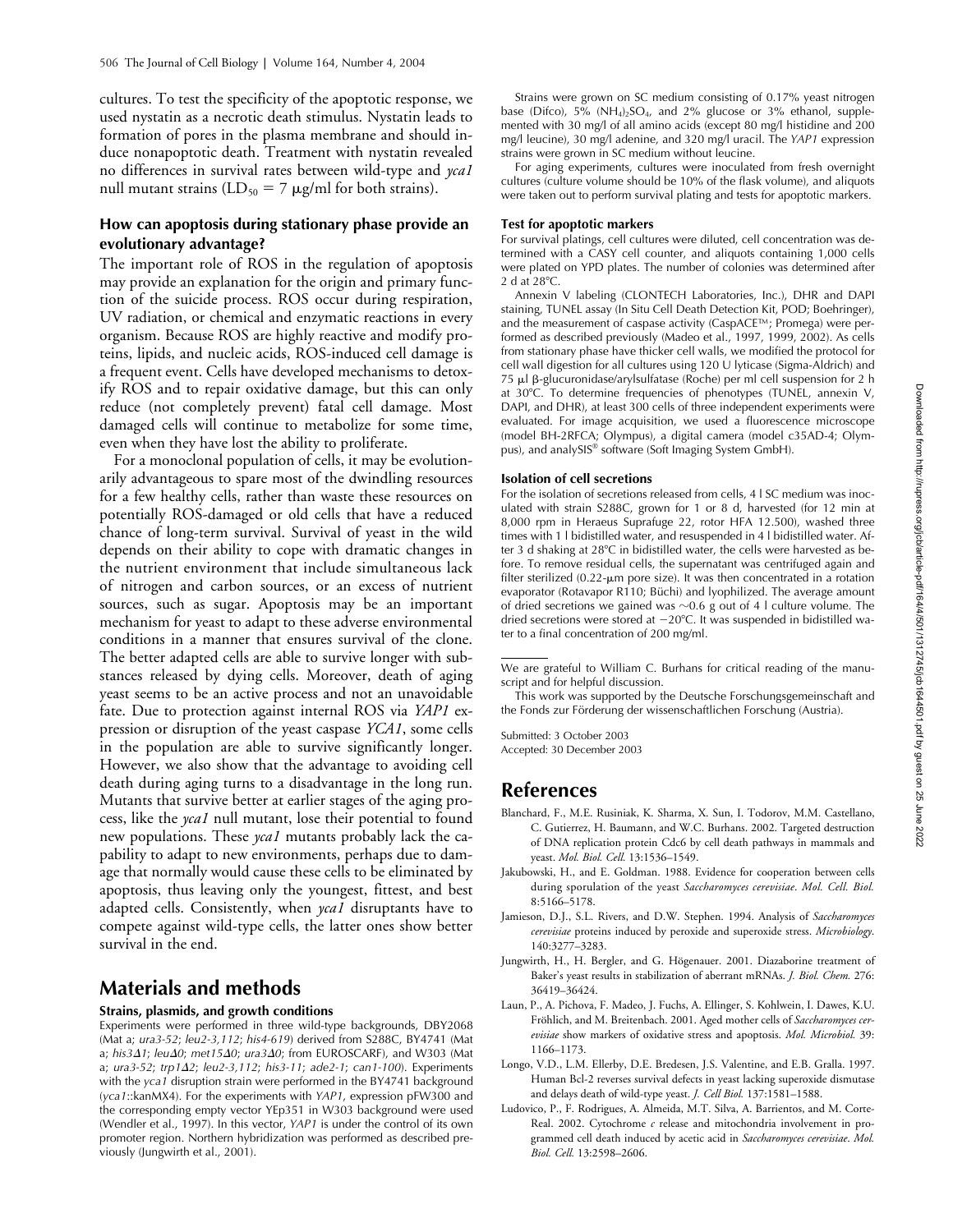cultures. To test the specificity of the apoptotic response, we used nystatin as a necrotic death stimulus. Nystatin leads to formation of pores in the plasma membrane and should induce nonapoptotic death. Treatment with nystatin revealed no differences in survival rates between wild-type and *yca1* null mutant strains ($LD_{50}$ = 7 μg/ml for both strains).

### How can apoptosis during stationary phase provide an evolutionary advantage?

The important role of ROS in the regulation of apoptosis may provide an explanation for the origin and primary function of the suicide process. ROS occur during respiration, UV radiation, or chemical and enzymatic reactions in every organism. Because ROS are highly reactive and modify proteins, lipids, and nucleic acids, ROS-induced cell damage is a frequent event. Cells have developed mechanisms to detoxify ROS and to repair oxidative damage, but this can only reduce (not completely prevent) fatal cell damage. Most damaged cells will continue to metabolize for some time, even when they have lost the ability to proliferate.

For a monoclonal population of cells, it may be evolutionarily advantageous to spare most of the dwindling resources for a few healthy cells, rather than waste these resources on potentially ROS-damaged or old cells that have a reduced chance of long-term survival. Survival of yeast in the wild depends on their ability to cope with dramatic changes in the nutrient environment that include simultaneous lack of nitrogen and carbon sources, or an excess of nutrient sources, such as sugar. Apoptosis may be an important mechanism for yeast to adapt to these adverse environmental conditions in a manner that ensures survival of the clone. The better adapted cells are able to survive longer with substances released by dying cells. Moreover, death of aging yeast seems to be an active process and not an unavoidable fate. Due to protection against internal ROS via *YAP1* expression or disruption of the yeast caspase *YCA1*, some cells in the population are able to survive significantly longer. However, we also show that the advantage to avoiding cell death during aging turns to a disadvantage in the long run. Mutants that survive better at earlier stages of the aging process, like the *yca1* null mutant, lose their potential to found new populations. These *yca1* mutants probably lack the capability to adapt to new environments, perhaps due to damage that normally would cause these cells to be eliminated by apoptosis, thus leaving only the youngest, fittest, and best adapted cells. Consistently, when *yca1* disruptants have to compete against wild-type cells, the latter ones show better survival in the end.

## Materials and methods

### Strains, plasmids, and growth conditions

Experiments were performed in three wild-type backgrounds, DBY2068 (Mat a; *ura3-52; leu2-3,112; his4-619*) derived from S288C, BY4741 (Mat a; *his3Δ1; leuΔ0; met15Δ0; ura3Δ0*; from EUROSCARF), and W303 (Mat a; *ura3-52; trp1Δ2; leu2-3,112; his3-11; ade2-1; can1-100*). Experiments with the *yca1* disruption strain were performed in the BY4741 background (*yca1*::kanMX4). For the experiments with *YAP1*, expression pFW300 and the corresponding empty vector YEp351 in W303 background were used (Wendler et al., 1997). In this vector, *YAP1* is under the control of its own promoter region. Northern hybridization was performed as described previously (Jungwirth et al., 2001).

Strains were grown on SC medium consisting of 0.17% yeast nitrogen base (Difco), 5% $(NH_4)_2SO_4$, and 2% glucose or 3% ethanol, supplemented with 30 mg/l of all amino acids (except 80 mg/l histidine and 200 mg/l leucine), 30 mg/l adenine, and 320 mg/l uracil. The *YAP1* expression strains were grown in SC medium without leucine.

For aging experiments, cultures were inoculated from fresh overnight cultures (culture volume should be 10% of the flask volume), and aliquots were taken out to perform survival plating and tests for apoptotic markers.

### Test for apoptotic markers

For survival platings, cell cultures were diluted, cell concentration was determined with a CASY cell counter, and aliquots containing 1,000 cells were plated on YPD plates. The number of colonies was determined after 2 d at 28°C.

Annexin V labeling (CLONTECH Laboratories, Inc.), DHR and DAPI staining, TUNEL assay (In Situ Cell Death Detection Kit, POD; Boehringer), and the measurement of caspase activity (CaspACE™; Promega) were performed as described previously (Madeo et al., 1997, 1999, 2002). As cells from stationary phase have thicker cell walls, we modified the protocol for cell wall digestion for all cultures using 120 U lyticase (Sigma-Aldrich) and 75 μl β-glucuronidase/arylsulfatase (Roche) per ml cell suspension for 2 h at 30°C. To determine frequencies of phenotypes (TUNEL, annexin V, DAPI, and DHR), at least 300 cells of three independent experiments were evaluated. For image acquisition, we used a fluorescence microscope (model BH-2RFCA; Olympus), a digital camera (model c35AD-4; Olympus), and analySIS® software (Soft Imaging System GmbH).

### Isolation of cell secretions

For the isolation of secretions released from cells, 4 l SC medium was inoculated with strain S288C, grown for 1 or 8 d, harvested (for 12 min at 8,000 rpm in Heraeus Suprafuge 22, rotor HFA 12.500), washed three times with 1 l bidistilled water, and resuspended in 4 l bidistilled water. After 3 d shaking at 28°C in bidistilled water, the cells were harvested as before. To remove residual cells, the supernatant was centrifuged again and filter sterilized (0.22-μm pore size). It was then concentrated in a rotation evaporator (Rotavapor R110; Büchi) and lyophilized. The average amount of dried secretions we gained was ~0.6 g out of 4 l culture volume. The dried secretions were stored at −20°C. It was suspended in bidistilled water to a final concentration of 200 mg/ml.

---

We are grateful to William C. Burhans for critical reading of the manuscript and for helpful discussion.

This work was supported by the Deutsche Forschungsgemeinschaft and the Fonds zur Förderung der wissenschaftlichen Forschung (Austria).

Submitted: 3 October 2003
Accepted: 30 December 2003

## References

Blanchard, F., M.E. Rusiniak, K. Sharma, X. Sun, I. Todorov, M.M. Castellano, C. Gutierrez, H. Baumann, and W.C. Burhans. 2002. Targeted destruction of DNA replication protein Cdc6 by cell death pathways in mammals and yeast. *Mol. Biol. Cell.* 13:1536–1549.

Jakubowski, H., and E. Goldman. 1988. Evidence for cooperation between cells during sporulation of the yeast *Saccharomyces cerevisiae*. *Mol. Cell. Biol.* 8:5166–5178.

Jamieson, D.J., S.L. Rivers, and D.W. Stephen. 1994. Analysis of *Saccharomyces cerevisiae* proteins induced by peroxide and superoxide stress. *Microbiology.* 140:3277–3283.

Jungwirth, H., H. Bergler, and G. Högenauer. 2001. Diazaborine treatment of Baker's yeast results in stabilization of aberrant mRNAs. *J. Biol. Chem.* 276: 36419–36424.

Laun, P., A. Pichova, F. Madeo, J. Fuchs, A. Ellinger, S. Kohlwein, I. Dawes, K.U. Fröhlich, and M. Breitenbach. 2001. Aged mother cells of *Saccharomyces cerevisiae* show markers of oxidative stress and apoptosis. *Mol. Microbiol.* 39: 1166–1173.

Longo, V.D., L.M. Ellerby, D.E. Bredesen, J.S. Valentine, and E.B. Gralla. 1997. Human Bcl-2 reverses survival defects in yeast lacking superoxide dismutase and delays death of wild-type yeast. *J. Cell Biol.* 137:1581–1588.

Ludovico, P., F. Rodrigues, A. Almeida, M.T. Silva, A. Barrientos, and M. Corte-Real. 2002. Cytochrome *c* release and mitochondria involvement in programmed cell death induced by acetic acid in *Saccharomyces cerevisiae*. *Mol. Biol. Cell.* 13:2598–2606.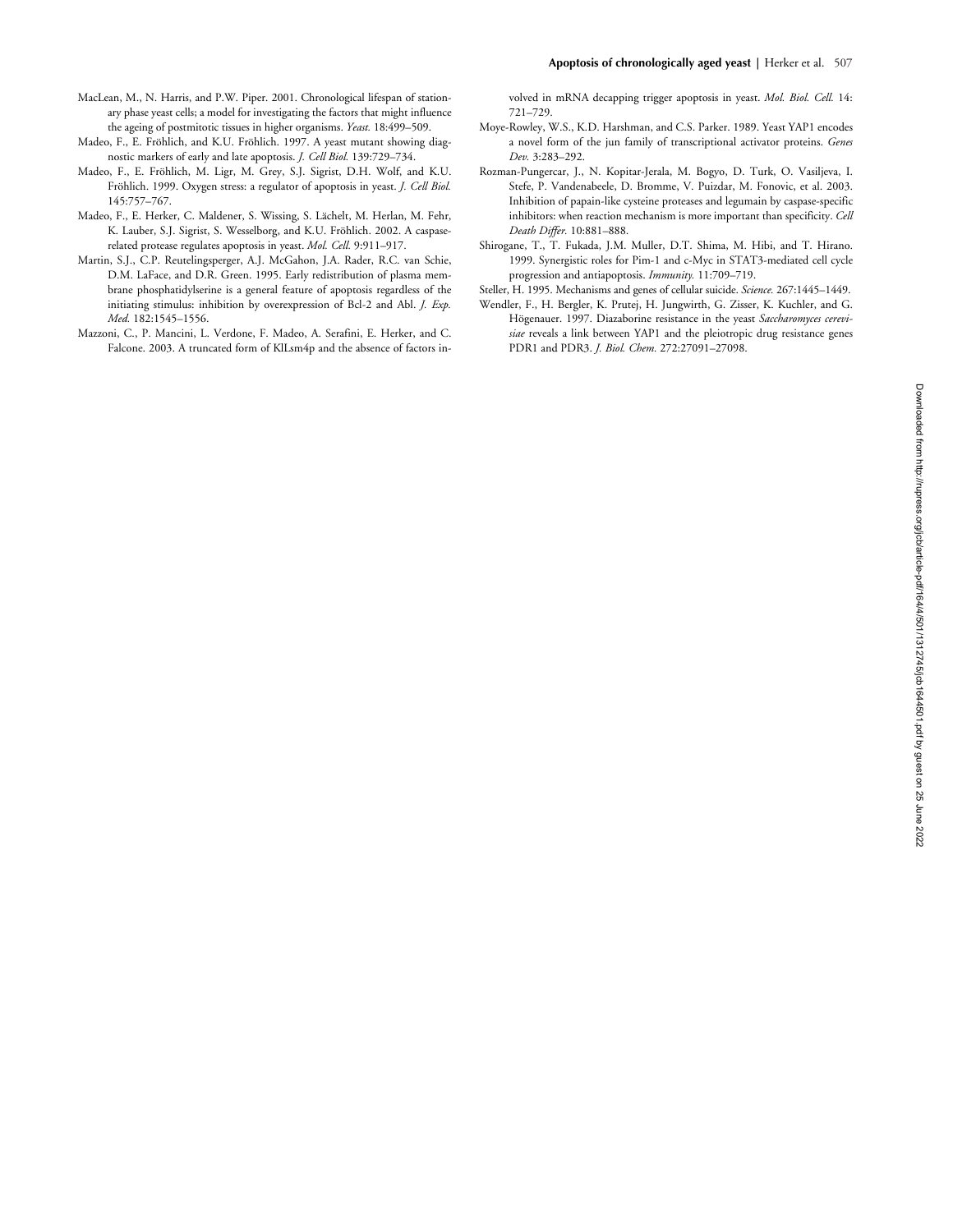MacLean, M., N. Harris, and P.W. Piper. 2001. Chronological lifespan of stationary phase yeast cells; a model for investigating the factors that might influence the ageing of postmitotic tissues in higher organisms. *Yeast.* 18:499–509.

Madeo, F., E. Fröhlich, and K.U. Fröhlich. 1997. A yeast mutant showing diagnostic markers of early and late apoptosis. *J. Cell Biol.* 139:729–734.

Madeo, F., E. Fröhlich, M. Ligr, M. Grey, S.J. Sigrist, D.H. Wolf, and K.U. Fröhlich. 1999. Oxygen stress: a regulator of apoptosis in yeast. *J. Cell Biol.* 145:757–767.

Madeo, F., E. Herker, C. Maldener, S. Wissing, S. Lächelt, M. Herlan, M. Fehr, K. Lauber, S.J. Sigrist, S. Wesselborg, and K.U. Fröhlich. 2002. A caspase-related protease regulates apoptosis in yeast. *Mol. Cell.* 9:911–917.

Martin, S.J., C.P. Reutelingsperger, A.J. McGahon, J.A. Rader, R.C. van Schie, D.M. LaFace, and D.R. Green. 1995. Early redistribution of plasma membrane phosphatidylserine is a general feature of apoptosis regardless of the initiating stimulus: inhibition by overexpression of Bcl-2 and Abl. *J. Exp. Med.* 182:1545–1556.

Mazzoni, C., P. Mancini, L. Verdone, F. Madeo, A. Serafini, E. Herker, and C. Falcone. 2003. A truncated form of KlLsm4p and the absence of factors involved in mRNA decapping trigger apoptosis in yeast. *Mol. Biol. Cell.* 14:721–729.

Moye-Rowley, W.S., K.D. Harshman, and C.S. Parker. 1989. Yeast YAP1 encodes a novel form of the jun family of transcriptional activator proteins. *Genes Dev.* 3:283–292.

Rozman-Pungercar, J., N. Kopitar-Jerala, M. Bogyo, D. Turk, O. Vasiljeva, I. Stefe, P. Vandenabeele, D. Bromme, V. Puizdar, M. Fonovic, et al. 2003. Inhibition of papain-like cysteine proteases and legumain by caspase-specific inhibitors: when reaction mechanism is more important than specificity. *Cell Death Differ.* 10:881–888.

Shirogane, T., T. Fukada, J.M. Muller, D.T. Shima, M. Hibi, and T. Hirano. 1999. Synergistic roles for Pim-1 and c-Myc in STAT3-mediated cell cycle progression and antiapoptosis. *Immunity.* 11:709–719.

Steller, H. 1995. Mechanisms and genes of cellular suicide. *Science.* 267:1445–1449.

Wendler, F., H. Bergler, K. Prutej, H. Jungwirth, G. Zisser, K. Kuchler, and G. Högenauer. 1997. Diazaborine resistance in the yeast *Saccharomyces cerevisiae* reveals a link between YAP1 and the pleiotropic drug resistance genes PDR1 and PDR3. *J. Biol. Chem.* 272:27091–27098.